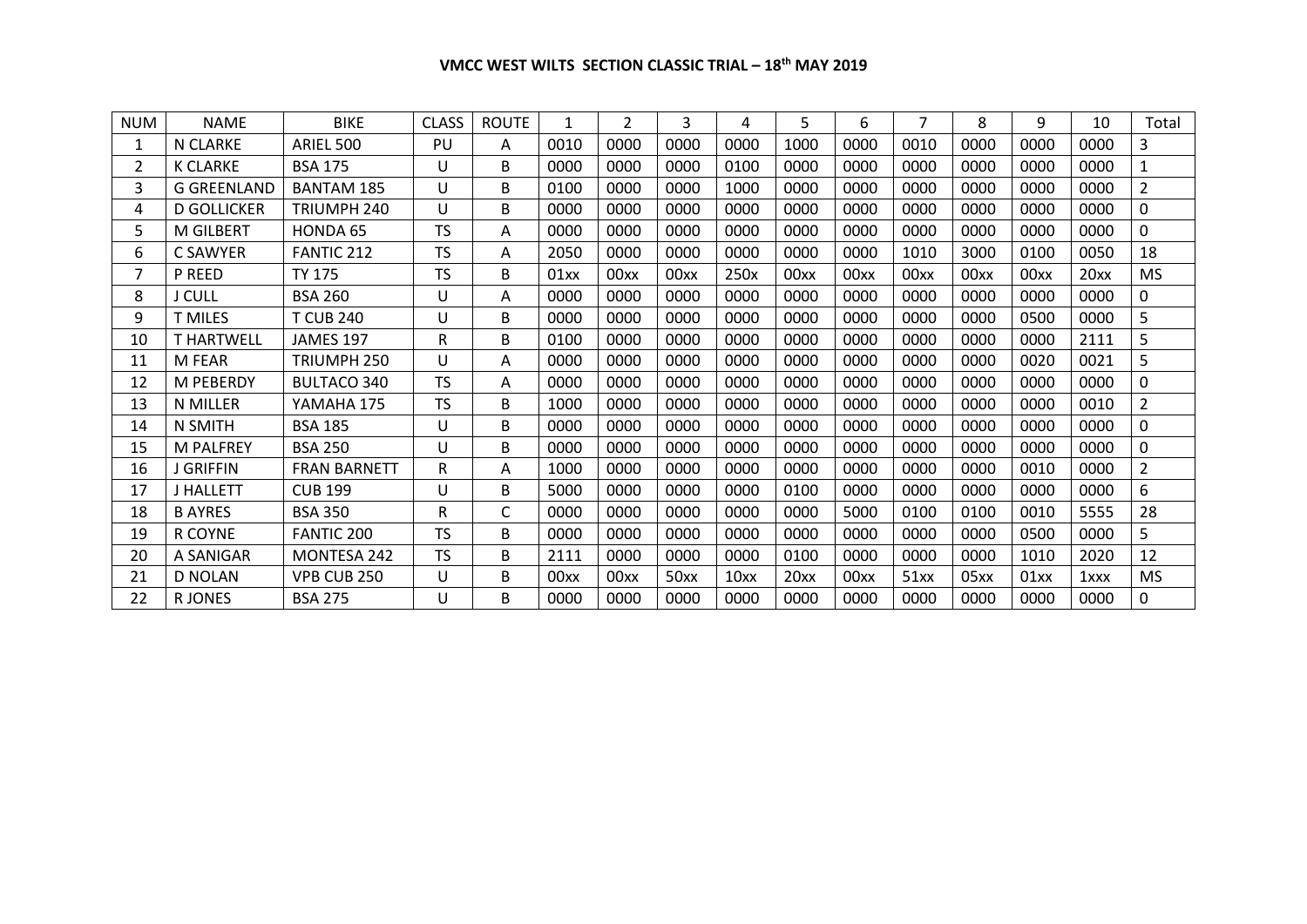**VMCC WEST WILTS SECTION CLASSIC TRIAL – 18th MAY 2019**

| NUM | NAME | BIKE | CLASS | ROUTE | 1 | 2 | 3 | 4 | 5 | 6 | 7 | 8 | 9 | 10 | Total |
|---|---|---|---|---|---|---|---|---|---|---|---|---|---|---|---|
| 1 | N CLARKE | ARIEL 500 | PU | A | 0010 | 0000 | 0000 | 0000 | 1000 | 0000 | 0010 | 0000 | 0000 | 0000 | 3 |
| 2 | K CLARKE | BSA 175 | U | B | 0000 | 0000 | 0000 | 0100 | 0000 | 0000 | 0000 | 0000 | 0000 | 0000 | 1 |
| 3 | G GREENLAND | BANTAM 185 | U | B | 0100 | 0000 | 0000 | 1000 | 0000 | 0000 | 0000 | 0000 | 0000 | 0000 | 2 |
| 4 | D GOLLICKER | TRIUMPH 240 | U | B | 0000 | 0000 | 0000 | 0000 | 0000 | 0000 | 0000 | 0000 | 0000 | 0000 | 0 |
| 5 | M GILBERT | HONDA 65 | TS | A | 0000 | 0000 | 0000 | 0000 | 0000 | 0000 | 0000 | 0000 | 0000 | 0000 | 0 |
| 6 | C SAWYER | FANTIC 212 | TS | A | 2050 | 0000 | 0000 | 0000 | 0000 | 0000 | 1010 | 3000 | 0100 | 0050 | 18 |
| 7 | P REED | TY 175 | TS | B | 01xx | 00xx | 00xx | 250x | 00xx | 00xx | 00xx | 00xx | 00xx | 20xx | MS |
| 8 | J CULL | BSA 260 | U | A | 0000 | 0000 | 0000 | 0000 | 0000 | 0000 | 0000 | 0000 | 0000 | 0000 | 0 |
| 9 | T MILES | T CUB 240 | U | B | 0000 | 0000 | 0000 | 0000 | 0000 | 0000 | 0000 | 0000 | 0500 | 0000 | 5 |
| 10 | T HARTWELL | JAMES 197 | R | B | 0100 | 0000 | 0000 | 0000 | 0000 | 0000 | 0000 | 0000 | 0000 | 2111 | 5 |
| 11 | M FEAR | TRIUMPH 250 | U | A | 0000 | 0000 | 0000 | 0000 | 0000 | 0000 | 0000 | 0000 | 0020 | 0021 | 5 |
| 12 | M PEBERDY | BULTACO 340 | TS | A | 0000 | 0000 | 0000 | 0000 | 0000 | 0000 | 0000 | 0000 | 0000 | 0000 | 0 |
| 13 | N MILLER | YAMAHA 175 | TS | B | 1000 | 0000 | 0000 | 0000 | 0000 | 0000 | 0000 | 0000 | 0000 | 0010 | 2 |
| 14 | N SMITH | BSA 185 | U | B | 0000 | 0000 | 0000 | 0000 | 0000 | 0000 | 0000 | 0000 | 0000 | 0000 | 0 |
| 15 | M PALFREY | BSA 250 | U | B | 0000 | 0000 | 0000 | 0000 | 0000 | 0000 | 0000 | 0000 | 0000 | 0000 | 0 |
| 16 | J GRIFFIN | FRAN BARNETT | R | A | 1000 | 0000 | 0000 | 0000 | 0000 | 0000 | 0000 | 0000 | 0010 | 0000 | 2 |
| 17 | J HALLETT | CUB 199 | U | B | 5000 | 0000 | 0000 | 0000 | 0100 | 0000 | 0000 | 0000 | 0000 | 0000 | 6 |
| 18 | B AYRES | BSA 350 | R | C | 0000 | 0000 | 0000 | 0000 | 0000 | 5000 | 0100 | 0100 | 0010 | 5555 | 28 |
| 19 | R COYNE | FANTIC 200 | TS | B | 0000 | 0000 | 0000 | 0000 | 0000 | 0000 | 0000 | 0000 | 0500 | 0000 | 5 |
| 20 | A SANIGAR | MONTESA 242 | TS | B | 2111 | 0000 | 0000 | 0000 | 0100 | 0000 | 0000 | 0000 | 1010 | 2020 | 12 |
| 21 | D NOLAN | VPB CUB 250 | U | B | 00xx | 00xx | 50xx | 10xx | 20xx | 00xx | 51xx | 05xx | 01xx | 1xxx | MS |
| 22 | R JONES | BSA 275 | U | B | 0000 | 0000 | 0000 | 0000 | 0000 | 0000 | 0000 | 0000 | 0000 | 0000 | 0 |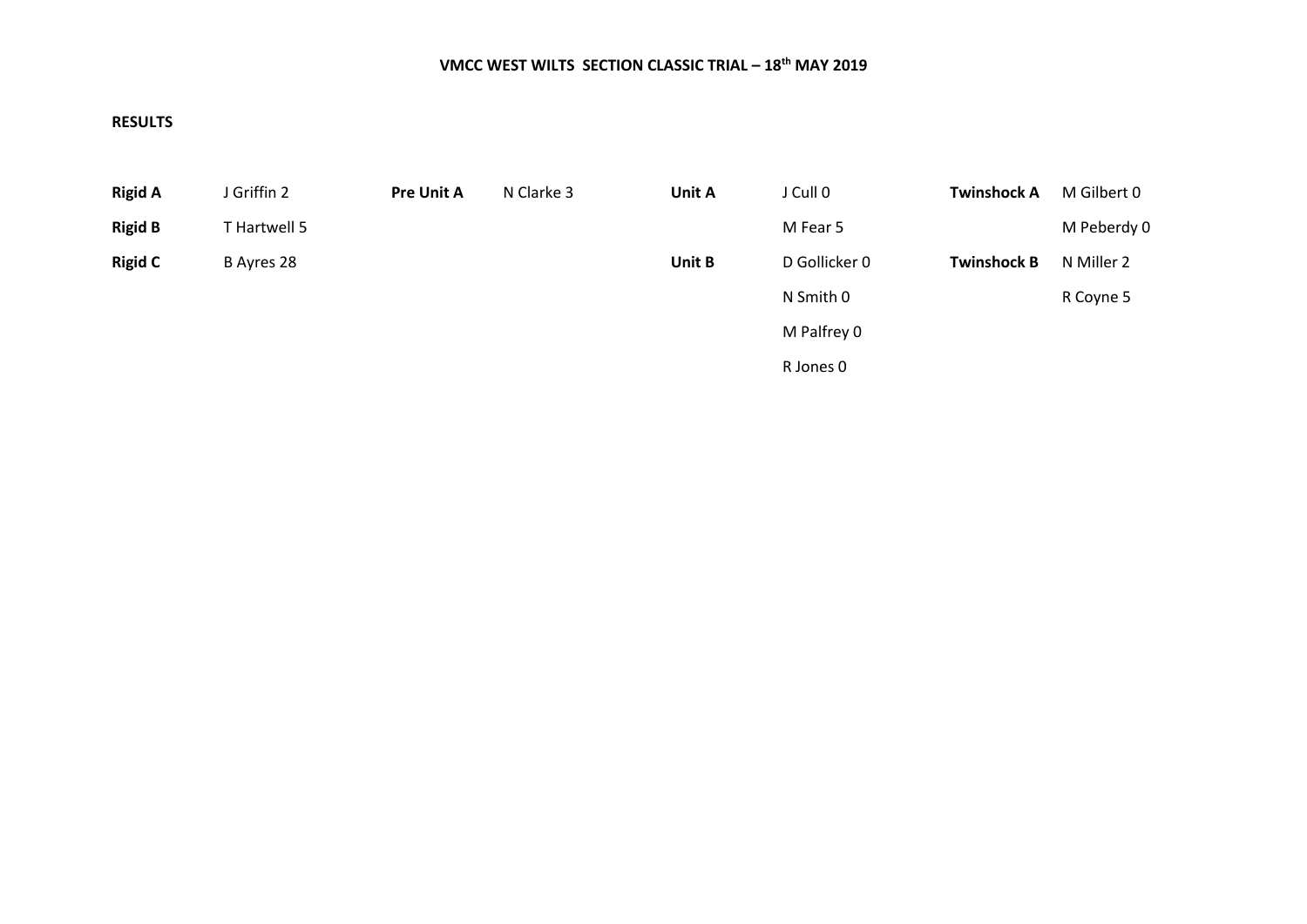**VMCC WEST WILTS SECTION CLASSIC TRIAL – 18th MAY 2019**

**RESULTS**

| | | | | | | | |
|---|---|---|---|---|---|---|---|
| **Rigid A** | J Griffin 2 | **Pre Unit A** | N Clarke 3 | **Unit A** | J Cull 0 | **Twinshock A** | M Gilbert 0 |
| **Rigid B** | T Hartwell 5 | | | | M Fear 5 | | M Peberdy 0 |
| **Rigid C** | B Ayres 28 | | | **Unit B** | D Gollicker 0 | **Twinshock B** | N Miller 2 |
| | | | | | N Smith 0 | | R Coyne 5 |
| | | | | | M Palfrey 0 | | |
| | | | | | R Jones 0 | | |